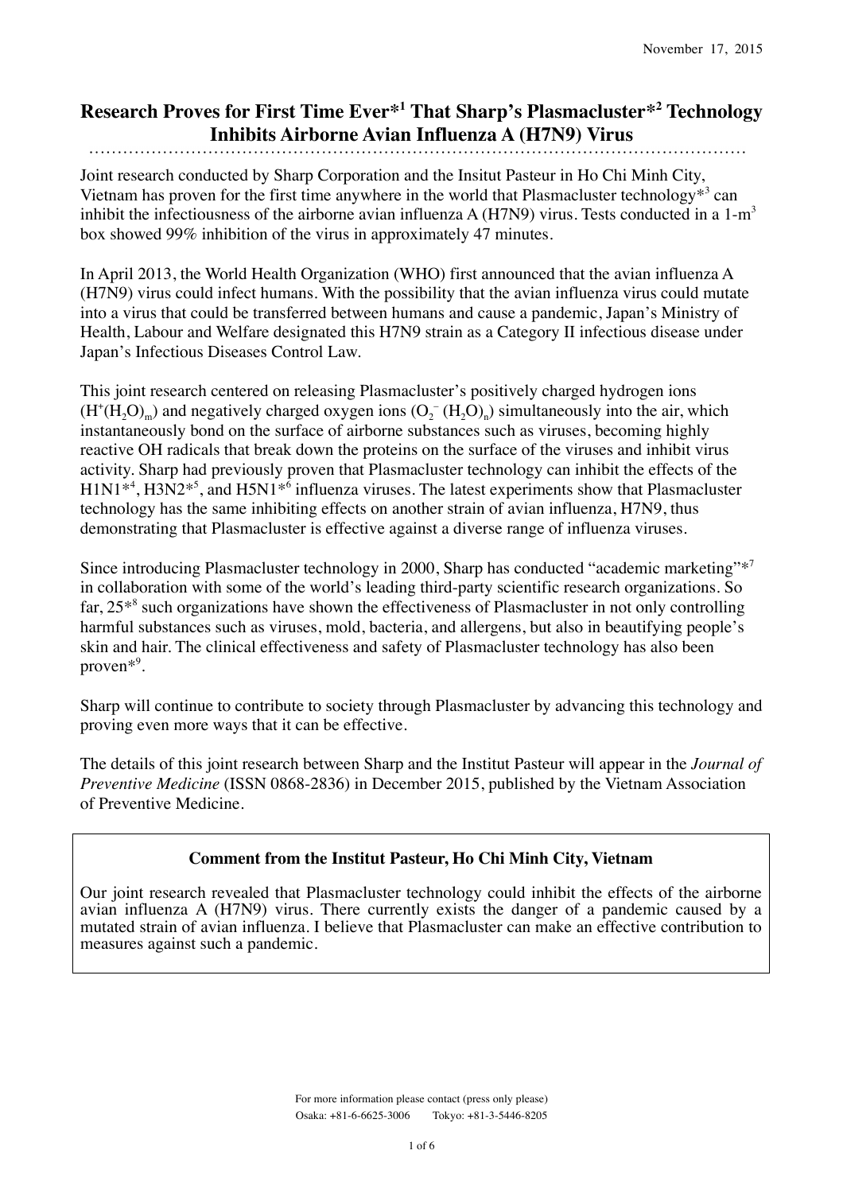November 17, 2015

# Research Proves for First Time Ever*[1] That Sharp's Plasmacluster*[2] Technology Inhibits Airborne Avian Influenza A (H7N9) Virus

Joint research conducted by Sharp Corporation and the Insitut Pasteur in Ho Chi Minh City, Vietnam has proven for the first time anywhere in the world that Plasmacluster technology*[3] can inhibit the infectiousness of the airborne avian influenza A (H7N9) virus. Tests conducted in a 1-$m^3$ box showed 99% inhibition of the virus in approximately 47 minutes.

In April 2013, the World Health Organization (WHO) first announced that the avian influenza A (H7N9) virus could infect humans. With the possibility that the avian influenza virus could mutate into a virus that could be transferred between humans and cause a pandemic, Japan's Ministry of Health, Labour and Welfare designated this H7N9 strain as a Category II infectious disease under Japan's Infectious Diseases Control Law.

This joint research centered on releasing Plasmacluster's positively charged hydrogen ions ($H^+(H_2O)_m$) and negatively charged oxygen ions ($O_2^-(H_2O)_n$) simultaneously into the air, which instantaneously bond on the surface of airborne substances such as viruses, becoming highly reactive OH radicals that break down the proteins on the surface of the viruses and inhibit virus activity. Sharp had previously proven that Plasmacluster technology can inhibit the effects of the H1N1*[4], H3N2*[5], and H5N1*[6] influenza viruses. The latest experiments show that Plasmacluster technology has the same inhibiting effects on another strain of avian influenza, H7N9, thus demonstrating that Plasmacluster is effective against a diverse range of influenza viruses.

Since introducing Plasmacluster technology in 2000, Sharp has conducted "academic marketing"*[7] in collaboration with some of the world's leading third-party scientific research organizations. So far, 25*[8] such organizations have shown the effectiveness of Plasmacluster in not only controlling harmful substances such as viruses, mold, bacteria, and allergens, but also in beautifying people's skin and hair. The clinical effectiveness and safety of Plasmacluster technology has also been proven*[9].

Sharp will continue to contribute to society through Plasmacluster by advancing this technology and proving even more ways that it can be effective.

The details of this joint research between Sharp and the Institut Pasteur will appear in the *Journal of Preventive Medicine* (ISSN 0868-2836) in December 2015, published by the Vietnam Association of Preventive Medicine.

---

**Comment from the Institut Pasteur, Ho Chi Minh City, Vietnam**

Our joint research revealed that Plasmacluster technology could inhibit the effects of the airborne avian influenza A (H7N9) virus. There currently exists the danger of a pandemic caused by a mutated strain of avian influenza. I believe that Plasmacluster can make an effective contribution to measures against such a pandemic.

---

For more information please contact (press only please)
Osaka: +81-6-6625-3006 Tokyo: +81-3-5446-8205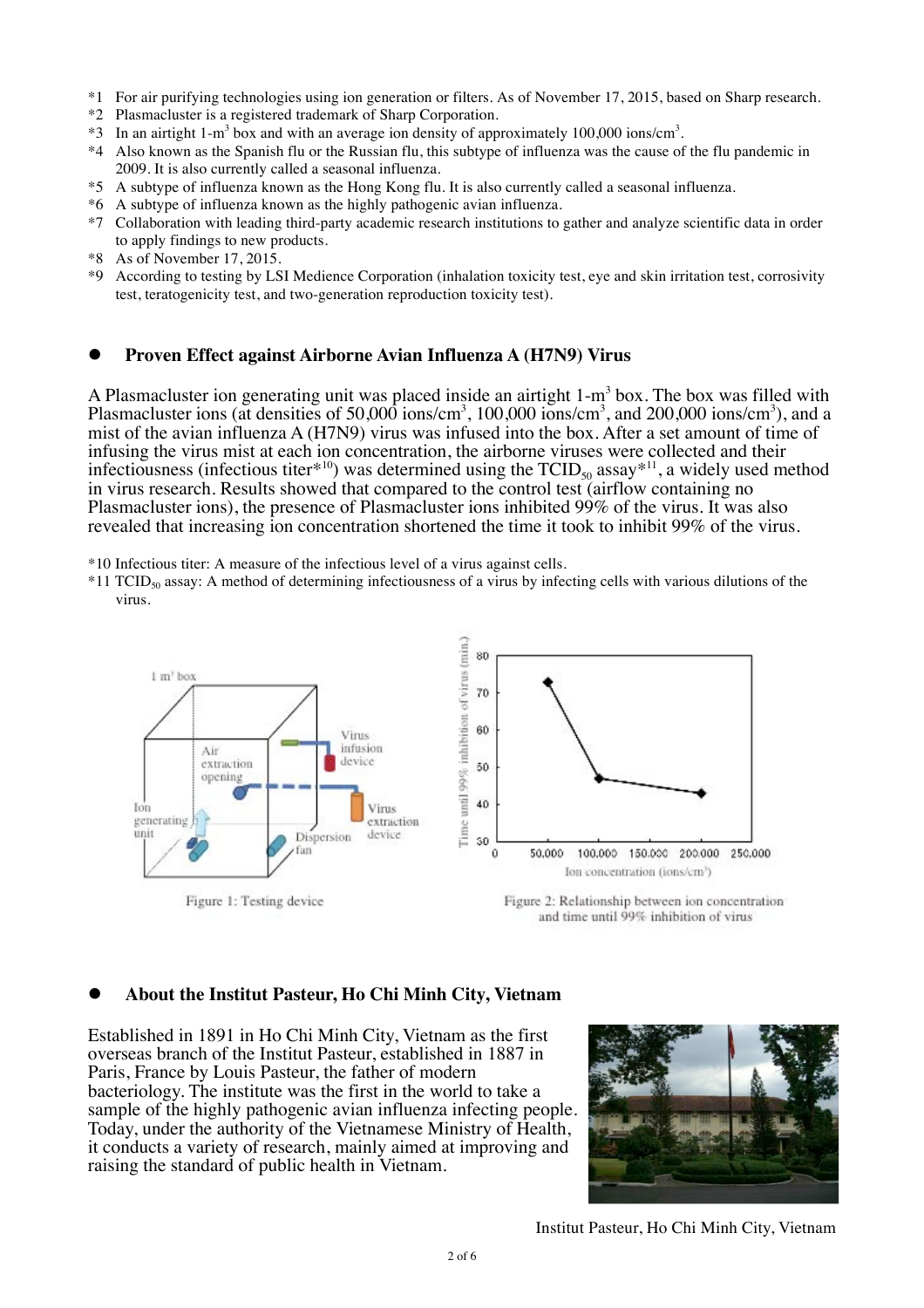*1 For air purifying technologies using ion generation or filters. As of November 17, 2015, based on Sharp research.
*2 Plasmacluster is a registered trademark of Sharp Corporation.
*3 In an airtight 1-$m^3$ box and with an average ion density of approximately 100,000 ions/$cm^3$.
*4 Also known as the Spanish flu or the Russian flu, this subtype of influenza was the cause of the flu pandemic in 2009. It is also currently called a seasonal influenza.
*5 A subtype of influenza known as the Hong Kong flu. It is also currently called a seasonal influenza.
*6 A subtype of influenza known as the highly pathogenic avian influenza.
*7 Collaboration with leading third-party academic research institutions to gather and analyze scientific data in order to apply findings to new products.
*8 As of November 17, 2015.
*9 According to testing by LSI Medience Corporation (inhalation toxicity test, eye and skin irritation test, corrosivity test, teratogenicity test, and two-generation reproduction toxicity test).

## Proven Effect against Airborne Avian Influenza A (H7N9) Virus

A Plasmacluster ion generating unit was placed inside an airtight 1-$m^3$ box. The box was filled with Plasmacluster ions (at densities of 50,000 ions/$cm^3$, 100,000 ions/$cm^3$, and 200,000 ions/$cm^3$), and a mist of the avian influenza A (H7N9) virus was infused into the box. After a set amount of time of infusing the virus mist at each ion concentration, the airborne viruses were collected and their infectiousness (infectious titer*10) was determined using the $TCID_{50}$ assay*11, a widely used method in virus research. Results showed that compared to the control test (airflow containing no Plasmacluster ions), the presence of Plasmacluster ions inhibited 99% of the virus. It was also revealed that increasing ion concentration shortened the time it took to inhibit 99% of the virus.

*10 Infectious titer: A measure of the infectious level of a virus against cells.
*11 $TCID_{50}$ assay: A method of determining infectiousness of a virus by infecting cells with various dilutions of the virus.

Figure 1: Testing device

Figure 2: Relationship between ion concentration and time until 99% inhibition of virus

## About the Institut Pasteur, Ho Chi Minh City, Vietnam

Established in 1891 in Ho Chi Minh City, Vietnam as the first overseas branch of the Institut Pasteur, established in 1887 in Paris, France by Louis Pasteur, the father of modern bacteriology. The institute was the first in the world to take a sample of the highly pathogenic avian influenza infecting people. Today, under the authority of the Vietnamese Ministry of Health, it conducts a variety of research, mainly aimed at improving and raising the standard of public health in Vietnam.

Institut Pasteur, Ho Chi Minh City, Vietnam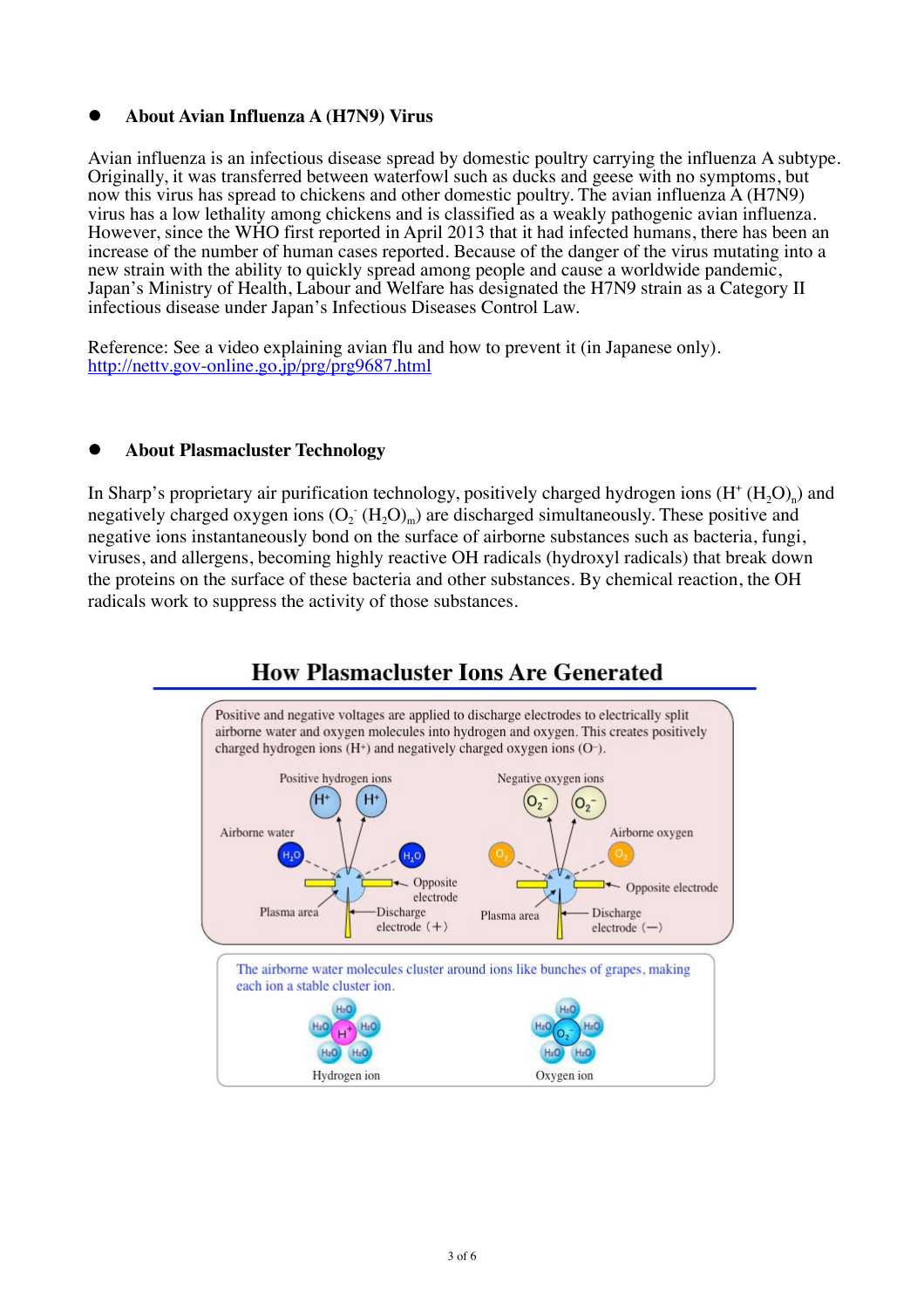- **About Avian Influenza A (H7N9) Virus**

Avian influenza is an infectious disease spread by domestic poultry carrying the influenza A subtype. Originally, it was transferred between waterfowl such as ducks and geese with no symptoms, but now this virus has spread to chickens and other domestic poultry. The avian influenza A (H7N9) virus has a low lethality among chickens and is classified as a weakly pathogenic avian influenza. However, since the WHO first reported in April 2013 that it had infected humans, there has been an increase of the number of human cases reported. Because of the danger of the virus mutating into a new strain with the ability to quickly spread among people and cause a worldwide pandemic, Japan's Ministry of Health, Labour and Welfare has designated the H7N9 strain as a Category II infectious disease under Japan's Infectious Diseases Control Law.

Reference: See a video explaining avian flu and how to prevent it (in Japanese only).
http://nettv.gov-online.go.jp/prg/prg9687.html

- **About Plasmacluster Technology**

In Sharp's proprietary air purification technology, positively charged hydrogen ions ($H^+ (H_2O)_n$) and negatively charged oxygen ions ($O_2^- (H_2O)_m$) are discharged simultaneously. These positive and negative ions instantaneously bond on the surface of airborne substances such as bacteria, fungi, viruses, and allergens, becoming highly reactive OH radicals (hydroxyl radicals) that break down the proteins on the surface of these bacteria and other substances. By chemical reaction, the OH radicals work to suppress the activity of those substances.

## How Plasmacluster Ions Are Generated

Positive and negative voltages are applied to discharge electrodes to electrically split airborne water and oxygen molecules into hydrogen and oxygen. This creates positively charged hydrogen ions ($H^+$) and negatively charged oxygen ions ($O^-$).

Positive hydrogen ions — Airborne water — Opposite electrode — Plasma area — Discharge electrode (+)

Negative oxygen ions — Airborne oxygen — Opposite electrode — Plasma area — Discharge electrode (−)

The airborne water molecules cluster around ions like bunches of grapes, making each ion a stable cluster ion.

Hydrogen ion — Oxygen ion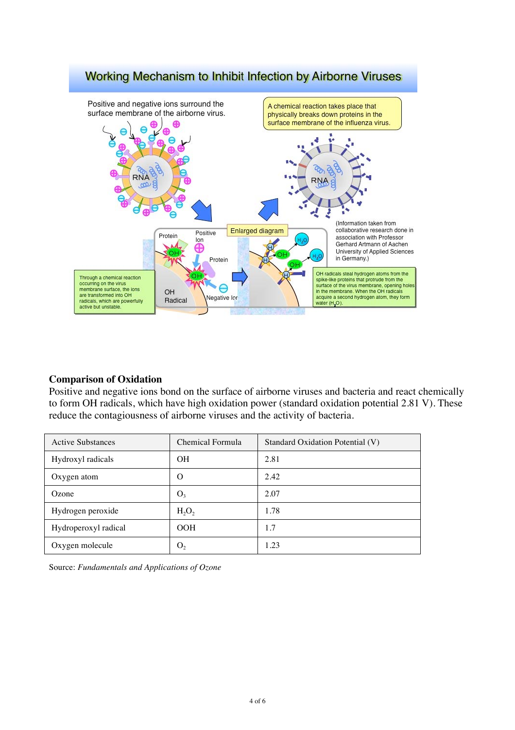## Working Mechanism to Inhibit Infection by Airborne Viruses

Positive and negative ions surround the surface membrane of the airborne virus.

A chemical reaction takes place that physically breaks down proteins in the surface membrane of the influenza virus.

RNA

Enlarged diagram

Protein

Positive Ion

Protein

OH Radical

Negative Ion

Through a chemical reaction occurring on the virus membrane surface, the ions are transformed into OH radicals, which are powerfully active but unstable.

(Information taken from collaborative research done in association with Professor Gerhard Artmann of Aachen University of Applied Sciences in Germany.)

OH radicals steal hydrogen atoms from the spike-like proteins that protrude from the surface of the virus membrane, opening holes in the membrane. When the OH radicals acquire a second hydrogen atom, they form water ($H_2O$).

**Comparison of Oxidation**

Positive and negative ions bond on the surface of airborne viruses and bacteria and react chemically to form OH radicals, which have high oxidation power (standard oxidation potential 2.81 V). These reduce the contagiousness of airborne viruses and the activity of bacteria.

| Active Substances | Chemical Formula | Standard Oxidation Potential (V) |
|---|---|---|
| Hydroxyl radicals | $OH$ | 2.81 |
| Oxygen atom | $O$ | 2.42 |
| Ozone | $O_3$ | 2.07 |
| Hydrogen peroxide | $H_2O_2$ | 1.78 |
| Hydroperoxyl radical | $OOH$ | 1.7 |
| Oxygen molecule | $O_2$ | 1.23 |

Source: *Fundamentals and Applications of Ozone*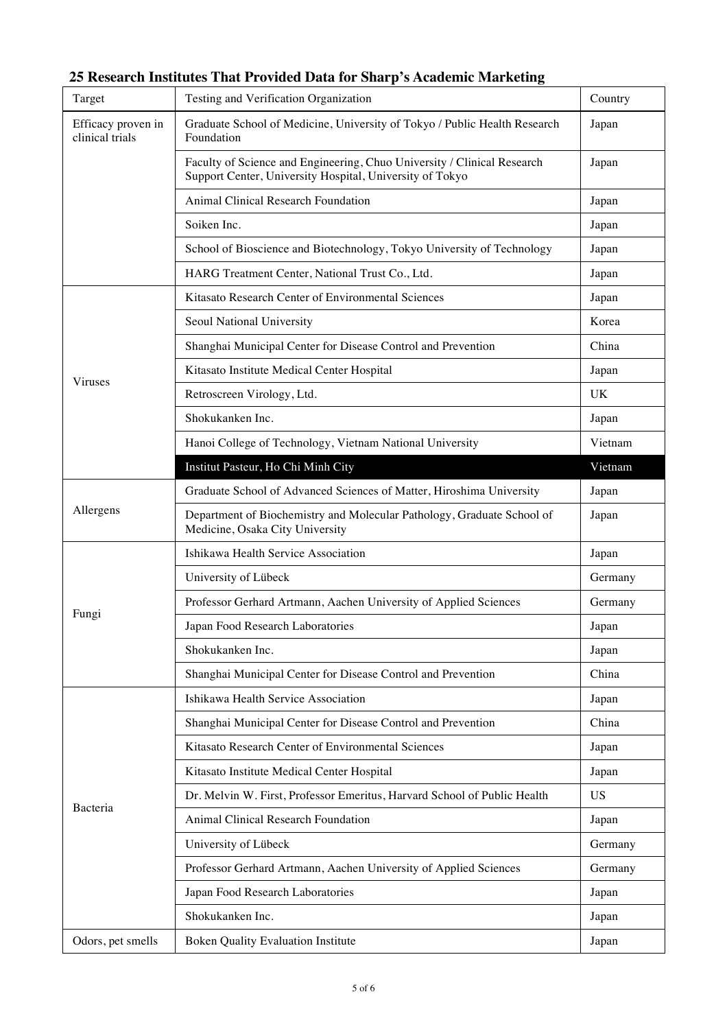## 25 Research Institutes That Provided Data for Sharp's Academic Marketing

| Target | Testing and Verification Organization | Country |
|---|---|---|
| Efficacy proven in clinical trials | Graduate School of Medicine, University of Tokyo / Public Health Research Foundation | Japan |
| | Faculty of Science and Engineering, Chuo University / Clinical Research Support Center, University Hospital, University of Tokyo | Japan |
| | Animal Clinical Research Foundation | Japan |
| | Soiken Inc. | Japan |
| | School of Bioscience and Biotechnology, Tokyo University of Technology | Japan |
| | HARG Treatment Center, National Trust Co., Ltd. | Japan |
| Viruses | Kitasato Research Center of Environmental Sciences | Japan |
| | Seoul National University | Korea |
| | Shanghai Municipal Center for Disease Control and Prevention | China |
| | Kitasato Institute Medical Center Hospital | Japan |
| | Retroscreen Virology, Ltd. | UK |
| | Shokukanken Inc. | Japan |
| | Hanoi College of Technology, Vietnam National University | Vietnam |
| | Institut Pasteur, Ho Chi Minh City | Vietnam |
| Allergens | Graduate School of Advanced Sciences of Matter, Hiroshima University | Japan |
| | Department of Biochemistry and Molecular Pathology, Graduate School of Medicine, Osaka City University | Japan |
| Fungi | Ishikawa Health Service Association | Japan |
| | University of Lübeck | Germany |
| | Professor Gerhard Artmann, Aachen University of Applied Sciences | Germany |
| | Japan Food Research Laboratories | Japan |
| | Shokukanken Inc. | Japan |
| | Shanghai Municipal Center for Disease Control and Prevention | China |
| Bacteria | Ishikawa Health Service Association | Japan |
| | Shanghai Municipal Center for Disease Control and Prevention | China |
| | Kitasato Research Center of Environmental Sciences | Japan |
| | Kitasato Institute Medical Center Hospital | Japan |
| | Dr. Melvin W. First, Professor Emeritus, Harvard School of Public Health | US |
| | Animal Clinical Research Foundation | Japan |
| | University of Lübeck | Germany |
| | Professor Gerhard Artmann, Aachen University of Applied Sciences | Germany |
| | Japan Food Research Laboratories | Japan |
| | Shokukanken Inc. | Japan |
| Odors, pet smells | Boken Quality Evaluation Institute | Japan |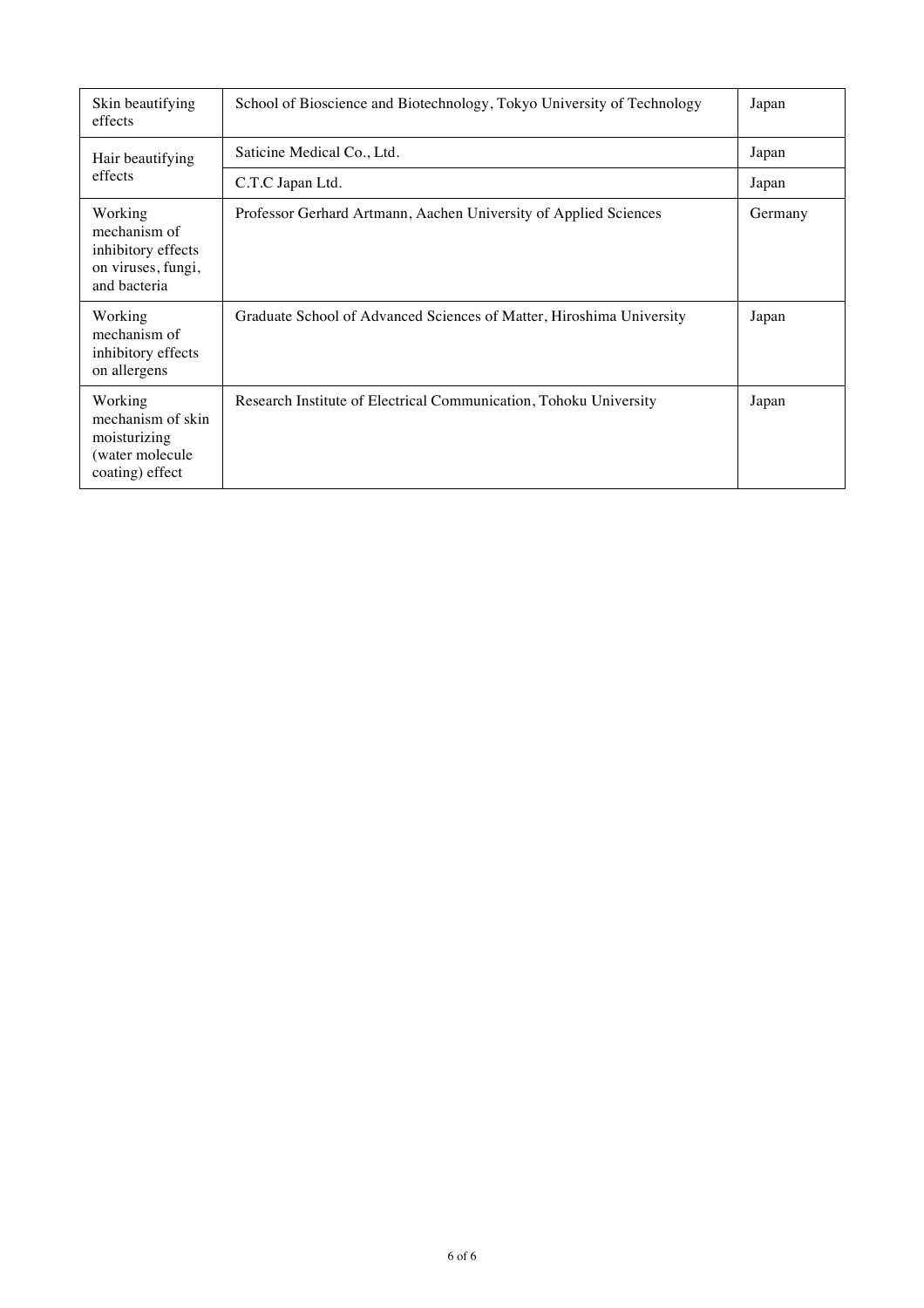| | | |
|---|---|---|
| Skin beautifying effects | School of Bioscience and Biotechnology, Tokyo University of Technology | Japan |
| Hair beautifying effects | Saticine Medical Co., Ltd. | Japan |
| | C.T.C Japan Ltd. | Japan |
| Working mechanism of inhibitory effects on viruses, fungi, and bacteria | Professor Gerhard Artmann, Aachen University of Applied Sciences | Germany |
| Working mechanism of inhibitory effects on allergens | Graduate School of Advanced Sciences of Matter, Hiroshima University | Japan |
| Working mechanism of skin moisturizing (water molecule coating) effect | Research Institute of Electrical Communication, Tohoku University | Japan |